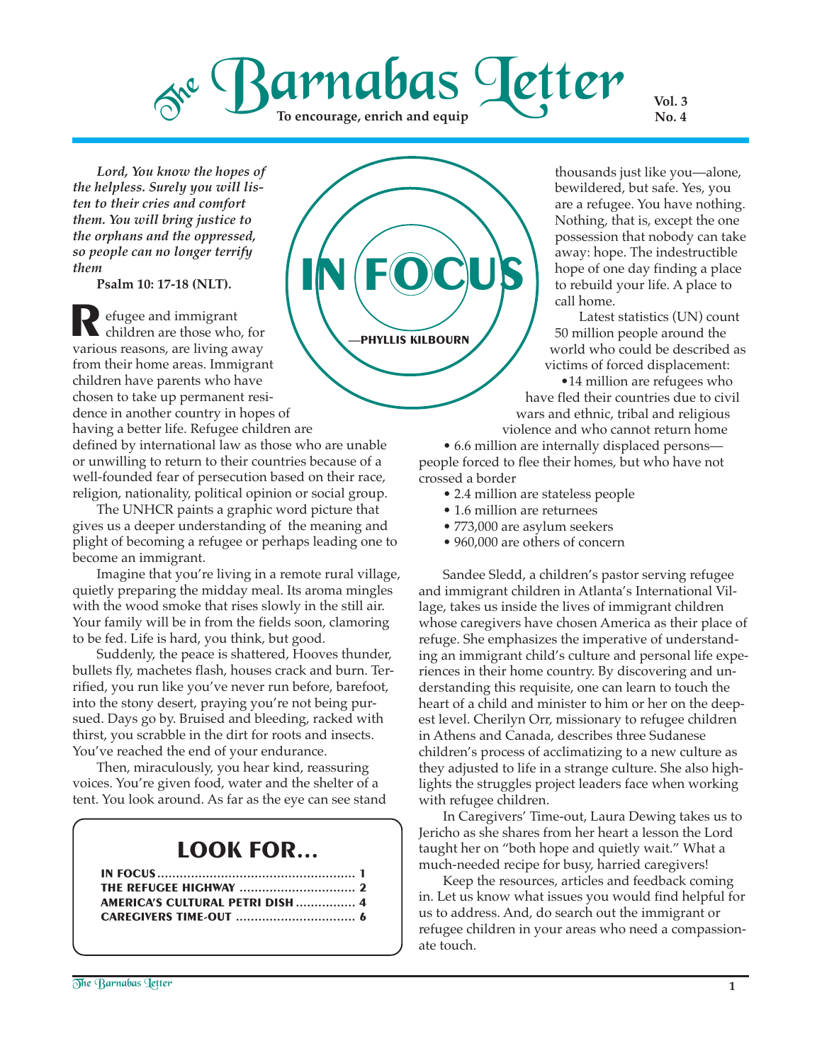# The Barnabas Letter

**To encourage, enrich and equip**

**Vol. 3 No. 4**

## IN FOCUS

**—PHYLLIS KILBOURN**

***Lord, You know the hopes of the helpless. Surely you will listen to their cries and comfort them. You will bring justice to the orphans and the oppressed, so people can no longer terrify them***

**Psalm 10: 17-18 (NLT).**

Refugee and immigrant children are those who, for various reasons, are living away from their home areas. Immigrant children have parents who have chosen to take up permanent residence in another country in hopes of having a better life. Refugee children are defined by international law as those who are unable or unwilling to return to their countries because of a well-founded fear of persecution based on their race, religion, nationality, political opinion or social group.

The UNHCR paints a graphic word picture that gives us a deeper understanding of the meaning and plight of becoming a refugee or perhaps leading one to become an immigrant.

Imagine that you're living in a remote rural village, quietly preparing the midday meal. Its aroma mingles with the wood smoke that rises slowly in the still air. Your family will be in from the fields soon, clamoring to be fed. Life is hard, you think, but good.

Suddenly, the peace is shattered, Hooves thunder, bullets fly, machetes flash, houses crack and burn. Terrified, you run like you've never run before, barefoot, into the stony desert, praying you're not being pursued. Days go by. Bruised and bleeding, racked with thirst, you scrabble in the dirt for roots and insects. You've reached the end of your endurance.

Then, miraculously, you hear kind, reassuring voices. You're given food, water and the shelter of a tent. You look around. As far as the eye can see stand thousands just like you—alone, bewildered, but safe. Yes, you are a refugee. You have nothing. Nothing, that is, except the one possession that nobody can take away: hope. The indestructible hope of one day finding a place to rebuild your life. A place to call home.

Latest statistics (UN) count 50 million people around the world who could be described as victims of forced displacement:

- 14 million are refugees who have fled their countries due to civil wars and ethnic, tribal and religious violence and who cannot return home
- 6.6 million are internally displaced persons—people forced to flee their homes, but who have not crossed a border
- 2.4 million are stateless people
- 1.6 million are returnees
- 773,000 are asylum seekers
- 960,000 are others of concern

Sandee Sledd, a children's pastor serving refugee and immigrant children in Atlanta's International Village, takes us inside the lives of immigrant children whose caregivers have chosen America as their place of refuge. She emphasizes the imperative of understanding an immigrant child's culture and personal life experiences in their home country. By discovering and understanding this requisite, one can learn to touch the heart of a child and minister to him or her on the deepest level. Cherilyn Orr, missionary to refugee children in Athens and Canada, describes three Sudanese children's process of acclimatizing to a new culture as they adjusted to life in a strange culture. She also highlights the struggles project leaders face when working with refugee children.

In Caregivers' Time-out, Laura Dewing takes us to Jericho as she shares from her heart a lesson the Lord taught her on "both hope and quietly wait." What a much-needed recipe for busy, harried caregivers!

Keep the resources, articles and feedback coming in. Let us know what issues you would find helpful for us to address. And, do search out the immigrant or refugee children in your areas who need a compassionate touch.

## LOOK FOR...

| | |
|---|---|
| IN FOCUS | 1 |
| THE REFUGEE HIGHWAY | 2 |
| AMERICA'S CULTURAL PETRI DISH | 4 |
| CAREGIVERS TIME-OUT | 6 |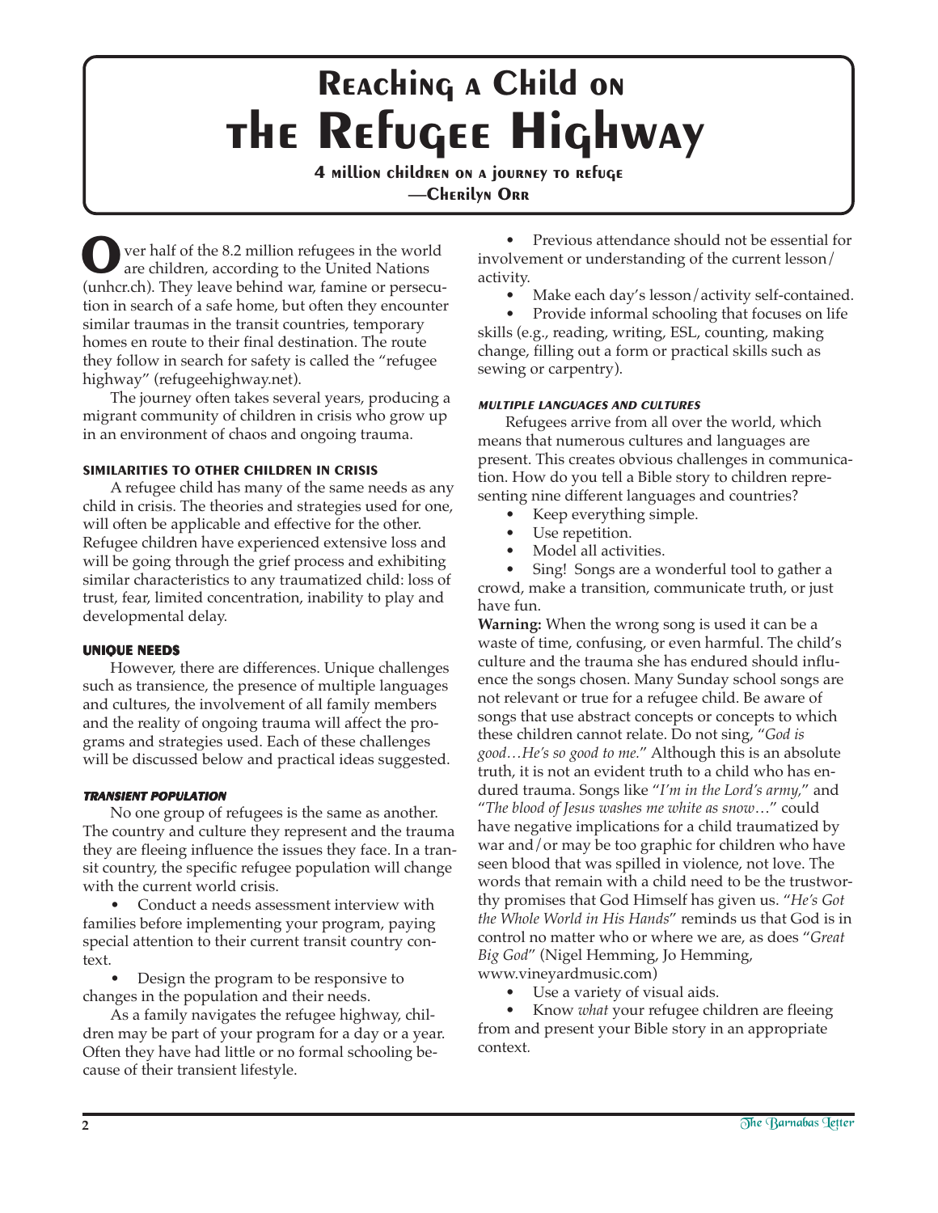# Reaching a Child on the Refugee Highway

**4 million children on a journey to refuge**

**—Cherilyn Orr**

Over half of the 8.2 million refugees in the world are children, according to the United Nations (unhcr.ch). They leave behind war, famine or persecution in search of a safe home, but often they encounter similar traumas in the transit countries, temporary homes en route to their final destination. The route they follow in search for safety is called the "refugee highway" (refugeehighway.net).

The journey often takes several years, producing a migrant community of children in crisis who grow up in an environment of chaos and ongoing trauma.

### SIMILARITIES TO OTHER CHILDREN IN CRISIS

A refugee child has many of the same needs as any child in crisis. The theories and strategies used for one, will often be applicable and effective for the other. Refugee children have experienced extensive loss and will be going through the grief process and exhibiting similar characteristics to any traumatized child: loss of trust, fear, limited concentration, inability to play and developmental delay.

### UNIQUE NEEDS

However, there are differences. Unique challenges such as transience, the presence of multiple languages and cultures, the involvement of all family members and the reality of ongoing trauma will affect the programs and strategies used. Each of these challenges will be discussed below and practical ideas suggested.

#### *TRANSIENT POPULATION*

No one group of refugees is the same as another. The country and culture they represent and the trauma they are fleeing influence the issues they face. In a transit country, the specific refugee population will change with the current world crisis.

- Conduct a needs assessment interview with families before implementing your program, paying special attention to their current transit country context.
- Design the program to be responsive to changes in the population and their needs.

As a family navigates the refugee highway, children may be part of your program for a day or a year. Often they have had little or no formal schooling because of their transient lifestyle.

- Previous attendance should not be essential for involvement or understanding of the current lesson/activity.
- Make each day's lesson/activity self-contained.
- Provide informal schooling that focuses on life skills (e.g., reading, writing, ESL, counting, making change, filling out a form or practical skills such as sewing or carpentry).

#### *MULTIPLE LANGUAGES AND CULTURES*

Refugees arrive from all over the world, which means that numerous cultures and languages are present. This creates obvious challenges in communication. How do you tell a Bible story to children representing nine different languages and countries?

- Keep everything simple.
- Use repetition.
- Model all activities.
- Sing! Songs are a wonderful tool to gather a crowd, make a transition, communicate truth, or just have fun.

**Warning:** When the wrong song is used it can be a waste of time, confusing, or even harmful. The child's culture and the trauma she has endured should influence the songs chosen. Many Sunday school songs are not relevant or true for a refugee child. Be aware of songs that use abstract concepts or concepts to which these children cannot relate. Do not sing, "*God is good…He's so good to me.*" Although this is an absolute truth, it is not an evident truth to a child who has endured trauma. Songs like "*I'm in the Lord's army,*" and "*The blood of Jesus washes me white as snow…*" could have negative implications for a child traumatized by war and/or may be too graphic for children who have seen blood that was spilled in violence, not love. The words that remain with a child need to be the trustworthy promises that God Himself has given us. "*He's Got the Whole World in His Hands*" reminds us that God is in control no matter who or where we are, as does "*Great Big God*" (Nigel Hemming, Jo Hemming, www.vineyardmusic.com)

- Use a variety of visual aids.
- Know *what* your refugee children are fleeing from and present your Bible story in an appropriate context.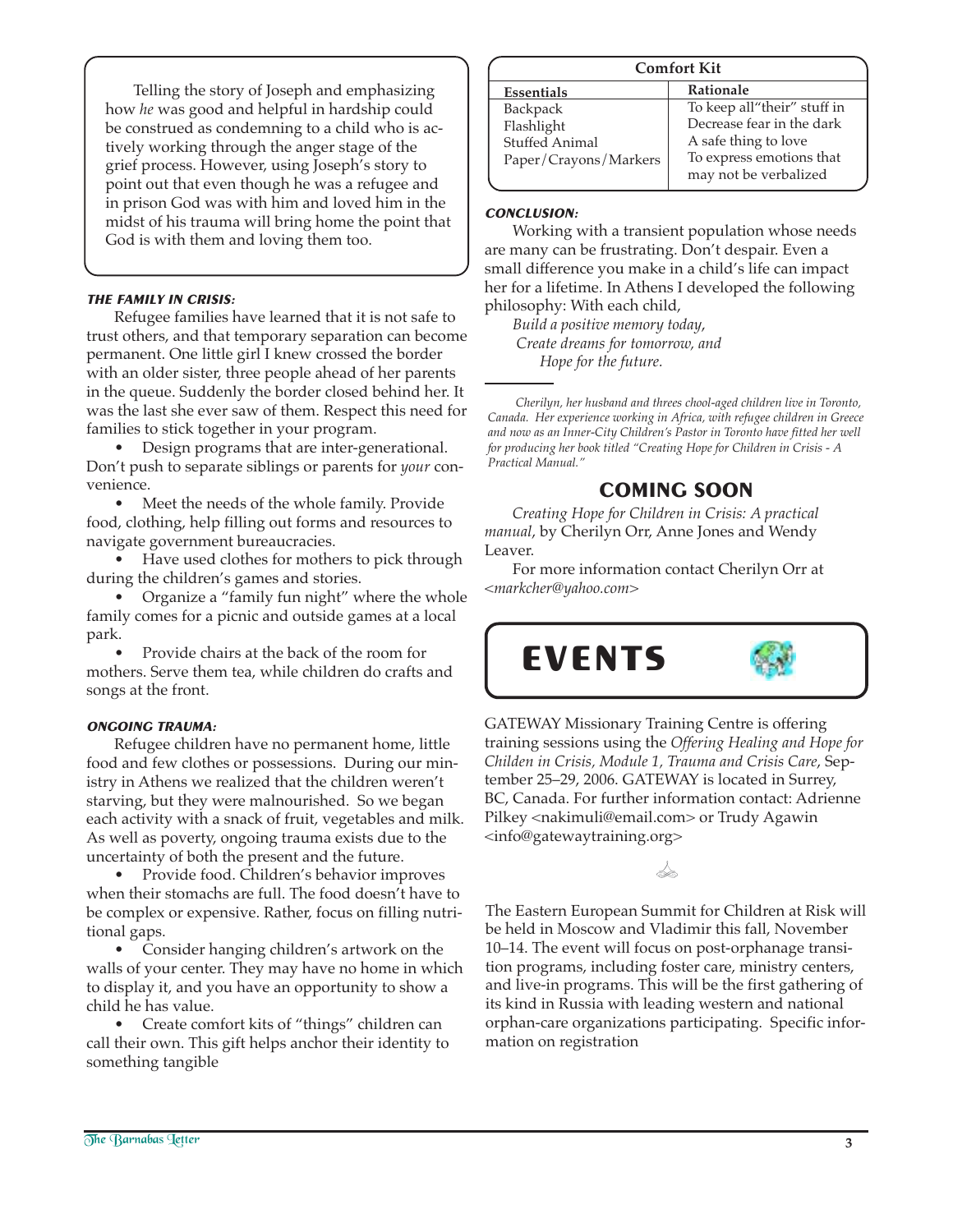Telling the story of Joseph and emphasizing how *he* was good and helpful in hardship could be construed as condemning to a child who is actively working through the anger stage of the grief process. However, using Joseph's story to point out that even though he was a refugee and in prison God was with him and loved him in the midst of his trauma will bring home the point that God is with them and loving them too.

### THE FAMILY IN CRISIS:

Refugee families have learned that it is not safe to trust others, and that temporary separation can become permanent. One little girl I knew crossed the border with an older sister, three people ahead of her parents in the queue. Suddenly the border closed behind her. It was the last she ever saw of them. Respect this need for families to stick together in your program.

- Design programs that are inter-generational. Don't push to separate siblings or parents for *your* convenience.
- Meet the needs of the whole family. Provide food, clothing, help filling out forms and resources to navigate government bureaucracies.
- Have used clothes for mothers to pick through during the children's games and stories.
- Organize a "family fun night" where the whole family comes for a picnic and outside games at a local park.
- Provide chairs at the back of the room for mothers. Serve them tea, while children do crafts and songs at the front.

### ONGOING TRAUMA:

Refugee children have no permanent home, little food and few clothes or possessions. During our ministry in Athens we realized that the children weren't starving, but they were malnourished. So we began each activity with a snack of fruit, vegetables and milk. As well as poverty, ongoing trauma exists due to the uncertainty of both the present and the future.

- Provide food. Children's behavior improves when their stomachs are full. The food doesn't have to be complex or expensive. Rather, focus on filling nutritional gaps.
- Consider hanging children's artwork on the walls of your center. They may have no home in which to display it, and you have an opportunity to show a child he has value.
- Create comfort kits of "things" children can call their own. This gift helps anchor their identity to something tangible

**Comfort Kit**

| Essentials | Rationale |
|---|---|
| Backpack | To keep all "their" stuff in |
| Flashlight | Decrease fear in the dark |
| Stuffed Animal | A safe thing to love |
| Paper/Crayons/Markers | To express emotions that may not be verbalized |

### CONCLUSION:

Working with a transient population whose needs are many can be frustrating. Don't despair. Even a small difference you make in a child's life can impact her for a lifetime. In Athens I developed the following philosophy: With each child,

*Build a positive memory today,*
*Create dreams for tomorrow, and*
*Hope for the future.*

---

*Cherilyn, her husband and threes chool-aged children live in Toronto, Canada. Her experience working in Africa, with refugee children in Greece and now as an Inner-City Children's Pastor in Toronto have fitted her well for producing her book titled "Creating Hope for Children in Crisis - A Practical Manual."*

## COMING SOON

*Creating Hope for Children in Crisis: A practical manual*, by Cherilyn Orr, Anne Jones and Wendy Leaver.

For more information contact Cherilyn Orr at <*markcher@yahoo.com*>

# EVENTS

GATEWAY Missionary Training Centre is offering training sessions using the *Offering Healing and Hope for Childen in Crisis, Module 1, Trauma and Crisis Care*, September 25–29, 2006. GATEWAY is located in Surrey, BC, Canada. For further information contact: Adrienne Pilkey <nakimuli@email.com> or Trudy Agawin <info@gatewaytraining.org>

The Eastern European Summit for Children at Risk will be held in Moscow and Vladimir this fall, November 10–14. The event will focus on post-orphanage transition programs, including foster care, ministry centers, and live-in programs. This will be the first gathering of its kind in Russia with leading western and national orphan-care organizations participating. Specific information on registration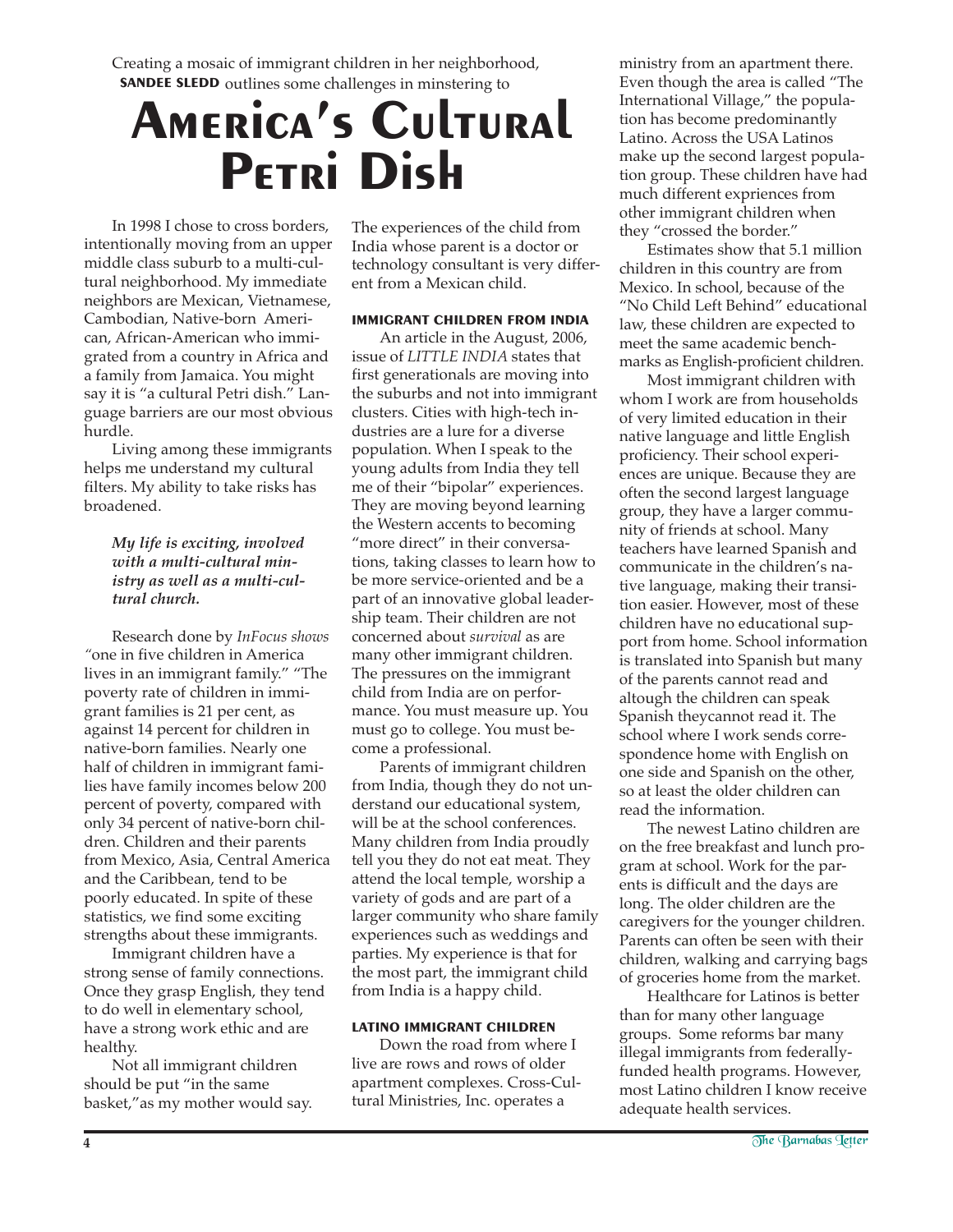Creating a mosaic of immigrant children in her neighborhood, **SANDEE SLEDD** outlines some challenges in minstering to

# America's Cultural Petri Dish

In 1998 I chose to cross borders, intentionally moving from an upper middle class suburb to a multi-cultural neighborhood. My immediate neighbors are Mexican, Vietnamese, Cambodian, Native-born American, African-American who immigrated from a country in Africa and a family from Jamaica. You might say it is "a cultural Petri dish." Language barriers are our most obvious hurdle.

Living among these immigrants helps me understand my cultural filters. My ability to take risks has broadened.

> ***My life is exciting, involved with a multi-cultural ministry as well as a multi-cultural church.***

Research done by *InFocus shows "*one in five children in America lives in an immigrant family." "The poverty rate of children in immigrant families is 21 per cent, as against 14 percent for children in native-born families. Nearly one half of children in immigrant families have family incomes below 200 percent of poverty, compared with only 34 percent of native-born children. Children and their parents from Mexico, Asia, Central America and the Caribbean, tend to be poorly educated. In spite of these statistics, we find some exciting strengths about these immigrants.

Immigrant children have a strong sense of family connections. Once they grasp English, they tend to do well in elementary school, have a strong work ethic and are healthy.

Not all immigrant children should be put "in the same basket,"as my mother would say. The experiences of the child from India whose parent is a doctor or technology consultant is very different from a Mexican child.

### IMMIGRANT CHILDREN FROM INDIA

An article in the August, 2006, issue of *LITTLE INDIA* states that first generationals are moving into the suburbs and not into immigrant clusters. Cities with high-tech industries are a lure for a diverse population. When I speak to the young adults from India they tell me of their "bipolar" experiences. They are moving beyond learning the Western accents to becoming "more direct" in their conversations, taking classes to learn how to be more service-oriented and be a part of an innovative global leadership team. Their children are not concerned about *survival* as are many other immigrant children. The pressures on the immigrant child from India are on performance. You must measure up. You must go to college. You must become a professional.

Parents of immigrant children from India, though they do not understand our educational system, will be at the school conferences. Many children from India proudly tell you they do not eat meat. They attend the local temple, worship a variety of gods and are part of a larger community who share family experiences such as weddings and parties. My experience is that for the most part, the immigrant child from India is a happy child.

### LATINO IMMIGRANT CHILDREN

Down the road from where I live are rows and rows of older apartment complexes. Cross-Cultural Ministries, Inc. operates a ministry from an apartment there. Even though the area is called "The International Village," the population has become predominantly Latino. Across the USA Latinos make up the second largest population group. These children have had much different expriences from other immigrant children when they "crossed the border."

Estimates show that 5.1 million children in this country are from Mexico. In school, because of the "No Child Left Behind" educational law, these children are expected to meet the same academic benchmarks as English-proficient children.

Most immigrant children with whom I work are from households of very limited education in their native language and little English proficiency. Their school experiences are unique. Because they are often the second largest language group, they have a larger community of friends at school. Many teachers have learned Spanish and communicate in the children's native language, making their transition easier. However, most of these children have no educational support from home. School information is translated into Spanish but many of the parents cannot read and altough the children can speak Spanish theycannot read it. The school where I work sends correspondence home with English on one side and Spanish on the other, so at least the older children can read the information.

The newest Latino children are on the free breakfast and lunch program at school. Work for the parents is difficult and the days are long. The older children are the caregivers for the younger children. Parents can often be seen with their children, walking and carrying bags of groceries home from the market.

Healthcare for Latinos is better than for many other language groups. Some reforms bar many illegal immigrants from federally-funded health programs. However, most Latino children I know receive adequate health services.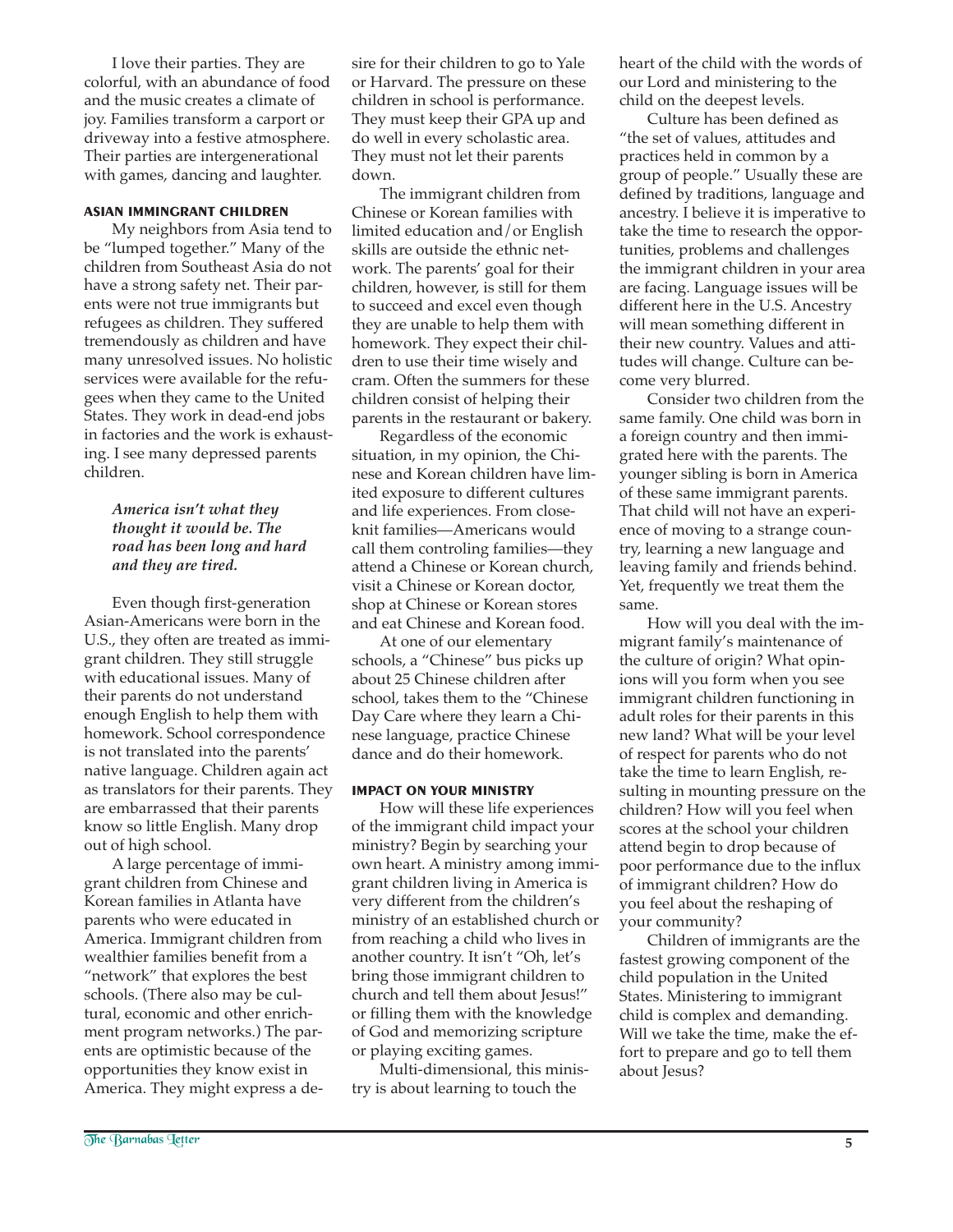I love their parties. They are colorful, with an abundance of food and the music creates a climate of joy. Families transform a carport or driveway into a festive atmosphere. Their parties are intergenerational with games, dancing and laughter.

### ASIAN IMMIGRANT CHILDREN

My neighbors from Asia tend to be "lumped together." Many of the children from Southeast Asia do not have a strong safety net. Their parents were not true immigrants but refugees as children. They suffered tremendously as children and have many unresolved issues. No holistic services were available for the refugees when they came to the United States. They work in dead-end jobs in factories and the work is exhausting. I see many depressed parents children.

> ***America isn't what they thought it would be. The road has been long and hard and they are tired.***

Even though first-generation Asian-Americans were born in the U.S., they often are treated as immigrant children. They still struggle with educational issues. Many of their parents do not understand enough English to help them with homework. School correspondence is not translated into the parents' native language. Children again act as translators for their parents. They are embarrassed that their parents know so little English. Many drop out of high school.

A large percentage of immigrant children from Chinese and Korean families in Atlanta have parents who were educated in America. Immigrant children from wealthier families benefit from a "network" that explores the best schools. (There also may be cultural, economic and other enrichment program networks.) The parents are optimistic because of the opportunities they know exist in America. They might express a desire for their children to go to Yale or Harvard. The pressure on these children in school is performance. They must keep their GPA up and do well in every scholastic area. They must not let their parents down.

The immigrant children from Chinese or Korean families with limited education and/or English skills are outside the ethnic network. The parents' goal for their children, however, is still for them to succeed and excel even though they are unable to help them with homework. They expect their children to use their time wisely and cram. Often the summers for these children consist of helping their parents in the restaurant or bakery.

Regardless of the economic situation, in my opinion, the Chinese and Korean children have limited exposure to different cultures and life experiences. From close-knit families—Americans would call them controling families—they attend a Chinese or Korean church, visit a Chinese or Korean doctor, shop at Chinese or Korean stores and eat Chinese and Korean food.

At one of our elementary schools, a "Chinese" bus picks up about 25 Chinese children after school, takes them to the "Chinese Day Care where they learn a Chinese language, practice Chinese dance and do their homework.

### IMPACT ON YOUR MINISTRY

How will these life experiences of the immigrant child impact your ministry? Begin by searching your own heart. A ministry among immigrant children living in America is very different from the children's ministry of an established church or from reaching a child who lives in another country. It isn't "Oh, let's bring those immigrant children to church and tell them about Jesus!" or filling them with the knowledge of God and memorizing scripture or playing exciting games.

Multi-dimensional, this ministry is about learning to touch the heart of the child with the words of our Lord and ministering to the child on the deepest levels.

Culture has been defined as "the set of values, attitudes and practices held in common by a group of people." Usually these are defined by traditions, language and ancestry. I believe it is imperative to take the time to research the opportunities, problems and challenges the immigrant children in your area are facing. Language issues will be different here in the U.S. Ancestry will mean something different in their new country. Values and attitudes will change. Culture can become very blurred.

Consider two children from the same family. One child was born in a foreign country and then immigrated here with the parents. The younger sibling is born in America of these same immigrant parents. That child will not have an experience of moving to a strange country, learning a new language and leaving family and friends behind. Yet, frequently we treat them the same.

How will you deal with the immigrant family's maintenance of the culture of origin? What opinions will you form when you see immigrant children functioning in adult roles for their parents in this new land? What will be your level of respect for parents who do not take the time to learn English, resulting in mounting pressure on the children? How will you feel when scores at the school your children attend begin to drop because of poor performance due to the influx of immigrant children? How do you feel about the reshaping of your community?

Children of immigrants are the fastest growing component of the child population in the United States. Ministering to immigrant child is complex and demanding. Will we take the time, make the effort to prepare and go to tell them about Jesus?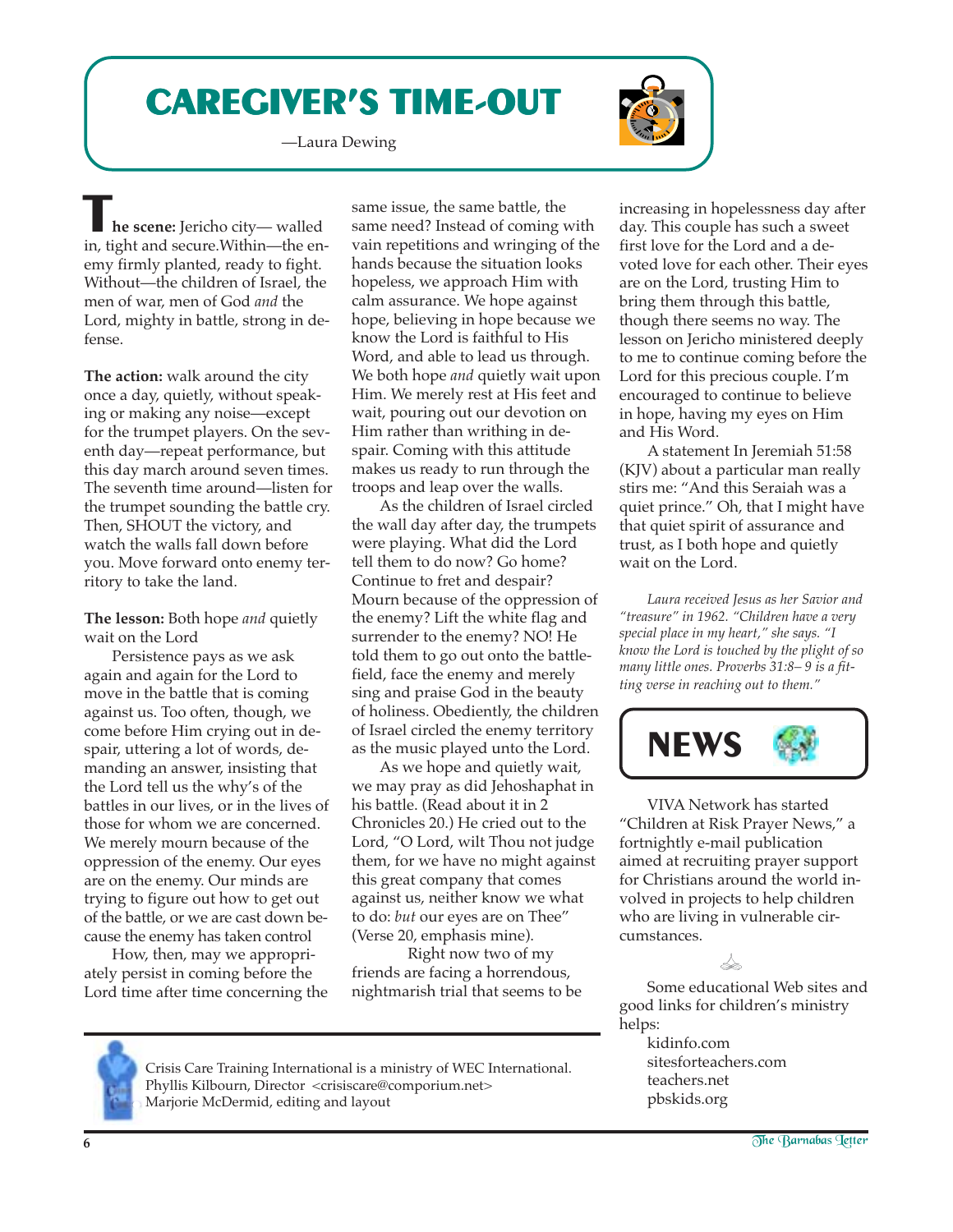# CAREGIVER'S TIME-OUT

—Laura Dewing

**The scene:** Jericho city— walled in, tight and secure.Within—the enemy firmly planted, ready to fight. Without—the children of Israel, the men of war, men of God *and* the Lord, mighty in battle, strong in defense.

**The action:** walk around the city once a day, quietly, without speaking or making any noise—except for the trumpet players. On the seventh day—repeat performance, but this day march around seven times. The seventh time around—listen for the trumpet sounding the battle cry. Then, SHOUT the victory, and watch the walls fall down before you. Move forward onto enemy territory to take the land.

**The lesson:** Both hope *and* quietly wait on the Lord

Persistence pays as we ask again and again for the Lord to move in the battle that is coming against us. Too often, though, we come before Him crying out in despair, uttering a lot of words, demanding an answer, insisting that the Lord tell us the why's of the battles in our lives, or in the lives of those for whom we are concerned. We merely mourn because of the oppression of the enemy. Our eyes are on the enemy. Our minds are trying to figure out how to get out of the battle, or we are cast down because the enemy has taken control

How, then, may we appropriately persist in coming before the Lord time after time concerning the same issue, the same battle, the same need? Instead of coming with vain repetitions and wringing of the hands because the situation looks hopeless, we approach Him with calm assurance. We hope against hope, believing in hope because we know the Lord is faithful to His Word, and able to lead us through. We both hope *and* quietly wait upon Him. We merely rest at His feet and wait, pouring out our devotion on Him rather than writhing in despair. Coming with this attitude makes us ready to run through the troops and leap over the walls.

As the children of Israel circled the wall day after day, the trumpets were playing. What did the Lord tell them to do now? Go home? Continue to fret and despair? Mourn because of the oppression of the enemy? Lift the white flag and surrender to the enemy? NO! He told them to go out onto the battlefield, face the enemy and merely sing and praise God in the beauty of holiness. Obediently, the children of Israel circled the enemy territory as the music played unto the Lord.

As we hope and quietly wait, we may pray as did Jehoshaphat in his battle. (Read about it in 2 Chronicles 20.) He cried out to the Lord, "O Lord, wilt Thou not judge them, for we have no might against this great company that comes against us, neither know we what to do: *but* our eyes are on Thee" (Verse 20, emphasis mine).

Right now two of my friends are facing a horrendous, nightmarish trial that seems to be increasing in hopelessness day after day. This couple has such a sweet first love for the Lord and a devoted love for each other. Their eyes are on the Lord, trusting Him to bring them through this battle, though there seems no way. The lesson on Jericho ministered deeply to me to continue coming before the Lord for this precious couple. I'm encouraged to continue to believe in hope, having my eyes on Him and His Word.

A statement In Jeremiah 51:58 (KJV) about a particular man really stirs me: "And this Seraiah was a quiet prince." Oh, that I might have that quiet spirit of assurance and trust, as I both hope and quietly wait on the Lord.

*Laura received Jesus as her Savior and "treasure" in 1962. "Children have a very special place in my heart," she says. "I know the Lord is touched by the plight of so many little ones. Proverbs 31:8– 9 is a fitting verse in reaching out to them."*

# NEWS

VIVA Network has started "Children at Risk Prayer News," a fortnightly e-mail publication aimed at recruiting prayer support for Christians around the world involved in projects to help children who are living in vulnerable circumstances.

Some educational Web sites and good links for children's ministry helps:

kidinfo.com
sitesforteachers.com
teachers.net
pbskids.org

Crisis Care Training International is a ministry of WEC International.
Phyllis Kilbourn, Director <crisiscare@comporium.net>
Marjorie McDermid, editing and layout